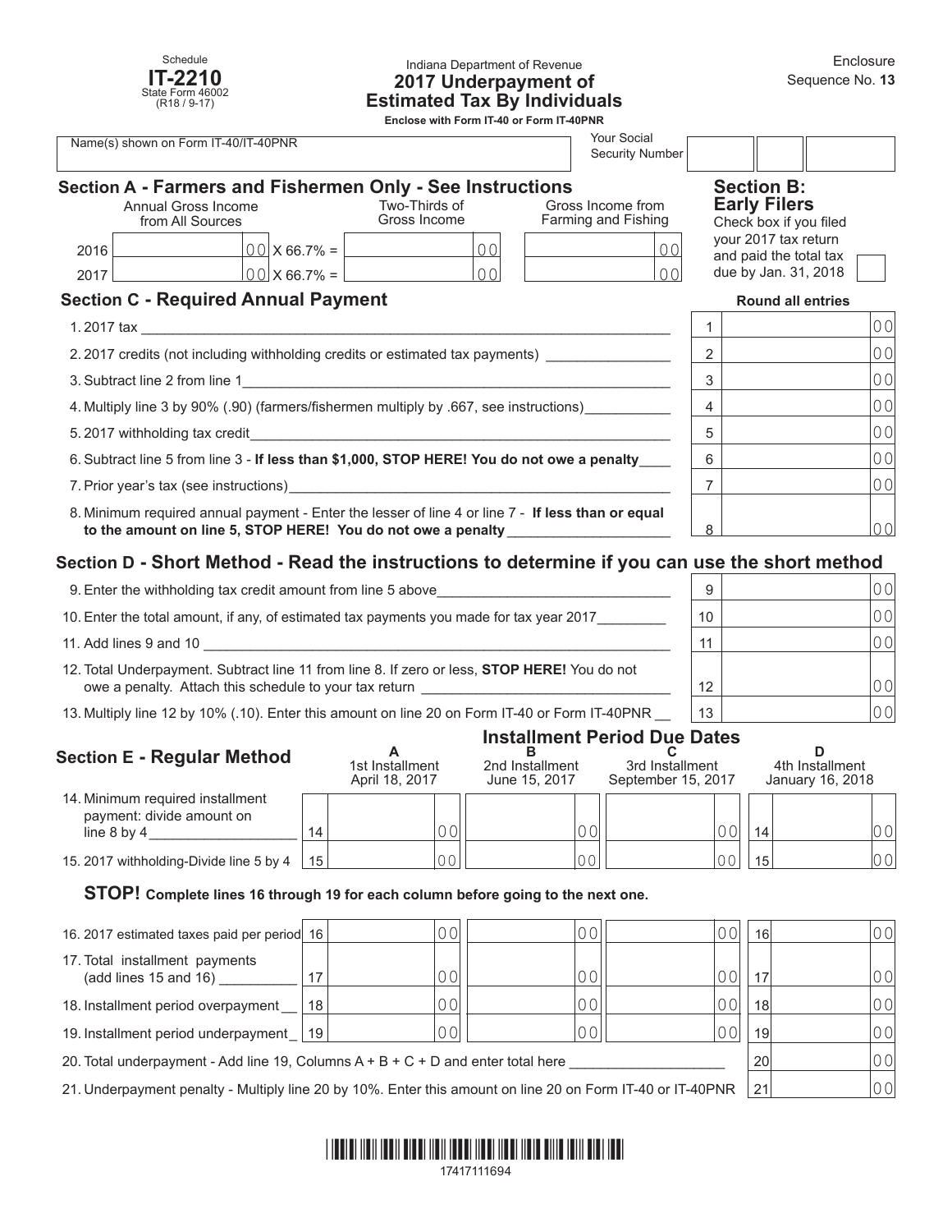Schedule
**IT-2210**
State Form 46002
(R18 / 9-17)

Indiana Department of Revenue

# 2017 Underpayment of Estimated Tax By Individuals

**Enclose with Form IT-40 or Form IT-40PNR**

Enclosure Sequence No. **13**

Name(s) shown on Form IT-40/IT-40PNR | Your Social Security Number

## Section A - Farmers and Fishermen Only - See Instructions

| | Annual Gross Income from All Sources | | Two-Thirds of Gross Income | Gross Income from Farming and Fishing |
|---|---|---|---|---|
| 2016 | 00 | X 66.7% = | 00 | 00 |
| 2017 | 00 | X 66.7% = | 00 | 00 |

## Section B: Early Filers

Check box if you filed your 2017 tax return and paid the total tax due by Jan. 31, 2018 ☐

## Section C - Required Annual Payment

**Round all entries**

| | | |
|---|---|---|
| 1. 2017 tax | 1 | 00 |
| 2. 2017 credits (not including withholding credits or estimated tax payments) | 2 | 00 |
| 3. Subtract line 2 from line 1 | 3 | 00 |
| 4. Multiply line 3 by 90% (.90) (farmers/fishermen multiply by .667, see instructions) | 4 | 00 |
| 5. 2017 withholding tax credit | 5 | 00 |
| 6. Subtract line 5 from line 3 - **If less than $1,000, STOP HERE! You do not owe a penalty** | 6 | 00 |
| 7. Prior year's tax (see instructions) | 7 | 00 |
| 8. Minimum required annual payment - Enter the lesser of line 4 or line 7 - **If less than or equal to the amount on line 5, STOP HERE! You do not owe a penalty** | 8 | 00 |

## Section D - Short Method - Read the instructions to determine if you can use the short method

| | | |
|---|---|---|
| 9. Enter the withholding tax credit amount from line 5 above | 9 | 00 |
| 10. Enter the total amount, if any, of estimated tax payments you made for tax year 2017 | 10 | 00 |
| 11. Add lines 9 and 10 | 11 | 00 |
| 12. Total Underpayment. Subtract line 11 from line 8. If zero or less, **STOP HERE!** You do not owe a penalty. Attach this schedule to your tax return | 12 | 00 |
| 13. Multiply line 12 by 10% (.10). Enter this amount on line 20 on Form IT-40 or Form IT-40PNR | 13 | 00 |

## Section E - Regular Method

**Installment Period Due Dates**

| | | A 1st Installment April 18, 2017 | B 2nd Installment June 15, 2017 | C 3rd Installment September 15, 2017 | | D 4th Installment January 16, 2018 |
|---|---|---|---|---|---|---|
| 14. Minimum required installment payment: divide amount on line 8 by 4 | 14 | 00 | 00 | 00 | 14 | 00 |
| 15. 2017 withholding-Divide line 5 by 4 | 15 | 00 | 00 | 00 | 15 | 00 |

**STOP! Complete lines 16 through 19 for each column before going to the next one.**

| | | | | | | |
|---|---|---|---|---|---|---|
| 16. 2017 estimated taxes paid per period | 16 | 00 | 00 | 00 | 16 | 00 |
| 17. Total installment payments (add lines 15 and 16) | 17 | 00 | 00 | 00 | 17 | 00 |
| 18. Installment period overpayment | 18 | 00 | 00 | 00 | 18 | 00 |
| 19. Installment period underpayment | 19 | 00 | 00 | 00 | 19 | 00 |

| | | |
|---|---|---|
| 20. Total underpayment - Add line 19, Columns A + B + C + D and enter total here | 20 | 00 |
| 21. Underpayment penalty - Multiply line 20 by 10%. Enter this amount on line 20 on Form IT-40 or IT-40PNR | 21 | 00 |

17417111694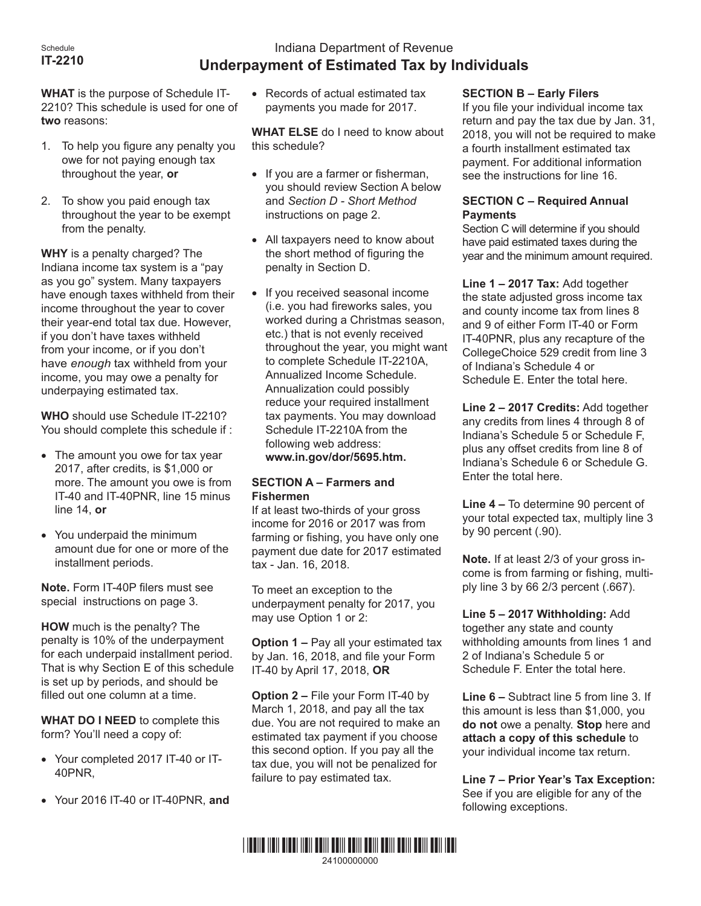Schedule
**IT-2210**

Indiana Department of Revenue

# Underpayment of Estimated Tax by Individuals

**WHAT** is the purpose of Schedule IT-2210? This schedule is used for one of **two** reasons:

1. To help you figure any penalty you owe for not paying enough tax throughout the year, **or**
2. To show you paid enough tax throughout the year to be exempt from the penalty.

**WHY** is a penalty charged? The Indiana income tax system is a "pay as you go" system. Many taxpayers have enough taxes withheld from their income throughout the year to cover their year-end total tax due. However, if you don't have taxes withheld from your income, or if you don't have *enough* tax withheld from your income, you may owe a penalty for underpaying estimated tax.

**WHO** should use Schedule IT-2210? You should complete this schedule if :

- The amount you owe for tax year 2017, after credits, is $1,000 or more. The amount you owe is from IT-40 and IT-40PNR, line 15 minus line 14, **or**
- You underpaid the minimum amount due for one or more of the installment periods.

**Note.** Form IT-40P filers must see special instructions on page 3.

**HOW** much is the penalty? The penalty is 10% of the underpayment for each underpaid installment period. That is why Section E of this schedule is set up by periods, and should be filled out one column at a time.

**WHAT DO I NEED** to complete this form? You'll need a copy of:

- Your completed 2017 IT-40 or IT-40PNR,
- Your 2016 IT-40 or IT-40PNR, **and**
- Records of actual estimated tax payments you made for 2017.

**WHAT ELSE** do I need to know about this schedule?

- If you are a farmer or fisherman, you should review Section A below and *Section D - Short Method* instructions on page 2.
- All taxpayers need to know about the short method of figuring the penalty in Section D.
- If you received seasonal income (i.e. you had fireworks sales, you worked during a Christmas season, etc.) that is not evenly received throughout the year, you might want to complete Schedule IT-2210A, Annualized Income Schedule. Annualization could possibly reduce your required installment tax payments. You may download Schedule IT-2210A from the following web address: **www.in.gov/dor/5695.htm.**

**SECTION A – Farmers and Fishermen**

If at least two-thirds of your gross income for 2016 or 2017 was from farming or fishing, you have only one payment due date for 2017 estimated tax - Jan. 16, 2018.

To meet an exception to the underpayment penalty for 2017, you may use Option 1 or 2:

**Option 1 –** Pay all your estimated tax by Jan. 16, 2018, and file your Form IT-40 by April 17, 2018, **OR**

**Option 2 –** File your Form IT-40 by March 1, 2018, and pay all the tax due. You are not required to make an estimated tax payment if you choose this second option. If you pay all the tax due, you will not be penalized for failure to pay estimated tax.

**SECTION B – Early Filers**

If you file your individual income tax return and pay the tax due by Jan. 31, 2018, you will not be required to make a fourth installment estimated tax payment. For additional information see the instructions for line 16.

**SECTION C – Required Annual Payments**

Section C will determine if you should have paid estimated taxes during the year and the minimum amount required.

**Line 1 – 2017 Tax:** Add together the state adjusted gross income tax and county income tax from lines 8 and 9 of either Form IT-40 or Form IT-40PNR, plus any recapture of the CollegeChoice 529 credit from line 3 of Indiana's Schedule 4 or Schedule E. Enter the total here.

**Line 2 – 2017 Credits:** Add together any credits from lines 4 through 8 of Indiana's Schedule 5 or Schedule F, plus any offset credits from line 8 of Indiana's Schedule 6 or Schedule G. Enter the total here.

**Line 4 –** To determine 90 percent of your total expected tax, multiply line 3 by 90 percent (.90).

**Note.** If at least 2/3 of your gross income is from farming or fishing, multiply line 3 by 66 2/3 percent (.667).

**Line 5 – 2017 Withholding:** Add together any state and county withholding amounts from lines 1 and 2 of Indiana's Schedule 5 or Schedule F. Enter the total here.

**Line 6 –** Subtract line 5 from line 3. If this amount is less than $1,000, you **do not** owe a penalty. **Stop** here and **attach a copy of this schedule** to your individual income tax return.

**Line 7 – Prior Year's Tax Exception:** See if you are eligible for any of the following exceptions.

24100000000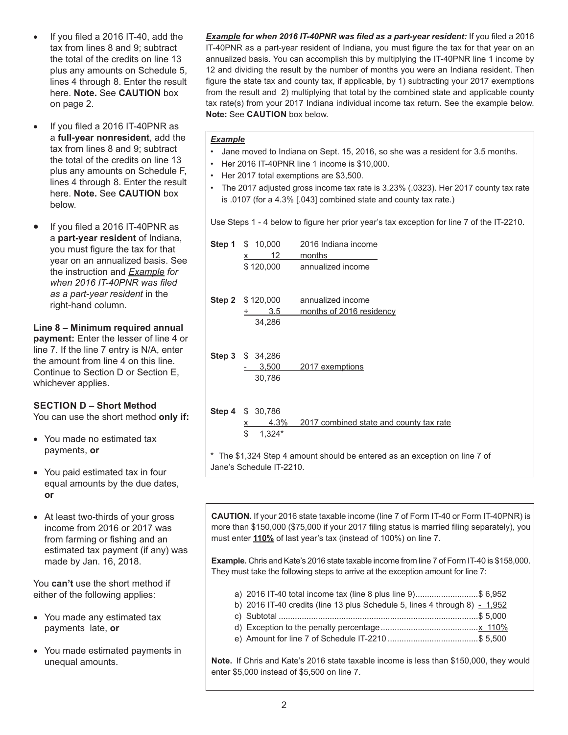- If you filed a 2016 IT-40, add the tax from lines 8 and 9; subtract the total of the credits on line 13 plus any amounts on Schedule 5, lines 4 through 8. Enter the result here. **Note.** See **CAUTION** box on page 2.

- If you filed a 2016 IT-40PNR as a **full-year nonresident**, add the tax from lines 8 and 9; subtract the total of the credits on line 13 plus any amounts on Schedule F, lines 4 through 8. Enter the result here. **Note.** See **CAUTION** box below.

- If you filed a 2016 IT-40PNR as a **part-year resident** of Indiana, you must figure the tax for that year on an annualized basis. See the instruction and ***Example** for when 2016 IT-40PNR was filed as a part-year resident* in the right-hand column.

**Line 8 – Minimum required annual payment:** Enter the lesser of line 4 or line 7. If the line 7 entry is N/A, enter the amount from line 4 on this line. Continue to Section D or Section E, whichever applies.

**SECTION D – Short Method**

You can use the short method **only if:**

- You made no estimated tax payments, **or**
- You paid estimated tax in four equal amounts by the due dates, **or**
- At least two-thirds of your gross income from 2016 or 2017 was from farming or fishing and an estimated tax payment (if any) was made by Jan. 16, 2018.

You **can't** use the short method if either of the following applies:

- You made any estimated tax payments late, **or**
- You made estimated payments in unequal amounts.

***Example** for when 2016 IT-40PNR was filed as a part-year resident:* If you filed a 2016 IT-40PNR as a part-year resident of Indiana, you must figure the tax for that year on an annualized basis. You can accomplish this by multiplying the IT-40PNR line 1 income by 12 and dividing the result by the number of months you were an Indiana resident. Then figure the state tax and county tax, if applicable, by 1) subtracting your 2017 exemptions from the result and 2) multiplying that total by the combined state and applicable county tax rate(s) from your 2017 Indiana individual income tax return. See the example below. **Note:** See **CAUTION** box below.

***Example***

- Jane moved to Indiana on Sept. 15, 2016, so she was a resident for 3.5 months.
- Her 2016 IT-40PNR line 1 income is $10,000.
- Her 2017 total exemptions are $3,500.
- The 2017 adjusted gross income tax rate is 3.23% (.0323). Her 2017 county tax rate is .0107 (for a 4.3% [.043] combined state and county tax rate.)

Use Steps 1 - 4 below to figure her prior year's tax exception for line 7 of the IT-2210.

| Step | Amount | Description |
|---|---|---|
| **Step 1** | $ 10,000 | 2016 Indiana income |
| | x 12 | months |
| | $ 120,000 | annualized income |
| **Step 2** | $ 120,000 | annualized income |
| | ÷ 3.5 | months of 2016 residency |
| | 34,286 | |
| **Step 3** | $ 34,286 | |
| | - 3,500 | 2017 exemptions |
| | 30,786 | |
| **Step 4** | $ 30,786 | |
| | x 4.3% | 2017 combined state and county tax rate |
| | $ 1,324* | |

\* The $1,324 Step 4 amount should be entered as an exception on line 7 of Jane's Schedule IT-2210.

**CAUTION.** If your 2016 state taxable income (line 7 of Form IT-40 or Form IT-40PNR) is more than $150,000 ($75,000 if your 2017 filing status is married filing separately), you must enter **110%** of last year's tax (instead of 100%) on line 7.

**Example.** Chris and Kate's 2016 state taxable income from line 7 of Form IT-40 is $158,000. They must take the following steps to arrive at the exception amount for line 7:

a) 2016 IT-40 total income tax (line 8 plus line 9) .......................... $ 6,952
b) 2016 IT-40 credits (line 13 plus Schedule 5, lines 4 through 8) - 1,952
c) Subtotal .......................................................................... $ 5,000
d) Exception to the penalty percentage .......................................... x 110%
e) Amount for line 7 of Schedule IT-2210 ...................................... $ 5,500

**Note.** If Chris and Kate's 2016 state taxable income is less than $150,000, they would enter $5,000 instead of $5,500 on line 7.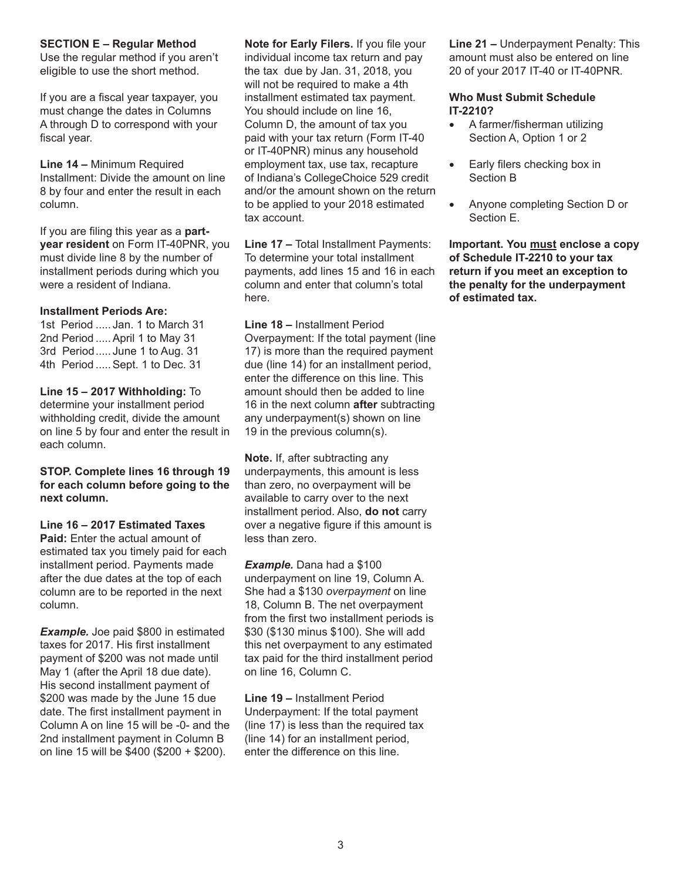**SECTION E – Regular Method**

Use the regular method if you aren't eligible to use the short method.

If you are a fiscal year taxpayer, you must change the dates in Columns A through D to correspond with your fiscal year.

**Line 14 –** Minimum Required Installment: Divide the amount on line 8 by four and enter the result in each column.

If you are filing this year as a **part-year resident** on Form IT-40PNR, you must divide line 8 by the number of installment periods during which you were a resident of Indiana.

**Installment Periods Are:**

1st Period ..... Jan. 1 to March 31
2nd Period ..... April 1 to May 31
3rd Period ..... June 1 to Aug. 31
4th Period ..... Sept. 1 to Dec. 31

**Line 15 – 2017 Withholding:** To determine your installment period withholding credit, divide the amount on line 5 by four and enter the result in each column.

**STOP. Complete lines 16 through 19 for each column before going to the next column.**

**Line 16 – 2017 Estimated Taxes Paid:** Enter the actual amount of estimated tax you timely paid for each installment period. Payments made after the due dates at the top of each column are to be reported in the next column.

***Example.*** Joe paid $800 in estimated taxes for 2017. His first installment payment of $200 was not made until May 1 (after the April 18 due date). His second installment payment of $200 was made by the June 15 due date. The first installment payment in Column A on line 15 will be -0- and the 2nd installment payment in Column B on line 15 will be $400 ($200 + $200).

**Note for Early Filers.** If you file your individual income tax return and pay the tax due by Jan. 31, 2018, you will not be required to make a 4th installment estimated tax payment. You should include on line 16, Column D, the amount of tax you paid with your tax return (Form IT-40 or IT-40PNR) minus any household employment tax, use tax, recapture of Indiana's CollegeChoice 529 credit and/or the amount shown on the return to be applied to your 2018 estimated tax account.

**Line 17 –** Total Installment Payments: To determine your total installment payments, add lines 15 and 16 in each column and enter that column's total here.

**Line 18 –** Installment Period Overpayment: If the total payment (line 17) is more than the required payment due (line 14) for an installment period, enter the difference on this line. This amount should then be added to line 16 in the next column **after** subtracting any underpayment(s) shown on line 19 in the previous column(s).

**Note.** If, after subtracting any underpayments, this amount is less than zero, no overpayment will be available to carry over to the next installment period. Also, **do not** carry over a negative figure if this amount is less than zero.

***Example.*** Dana had a $100 underpayment on line 19, Column A. She had a $130 *overpayment* on line 18, Column B. The net overpayment from the first two installment periods is $30 ($130 minus $100). She will add this net overpayment to any estimated tax paid for the third installment period on line 16, Column C.

**Line 19 –** Installment Period Underpayment: If the total payment (line 17) is less than the required tax (line 14) for an installment period, enter the difference on this line.

**Line 21 –** Underpayment Penalty: This amount must also be entered on line 20 of your 2017 IT-40 or IT-40PNR.

**Who Must Submit Schedule IT-2210?**

- A farmer/fisherman utilizing Section A, Option 1 or 2
- Early filers checking box in Section B
- Anyone completing Section D or Section E.

**Important. You must enclose a copy of Schedule IT-2210 to your tax return if you meet an exception to the penalty for the underpayment of estimated tax.**